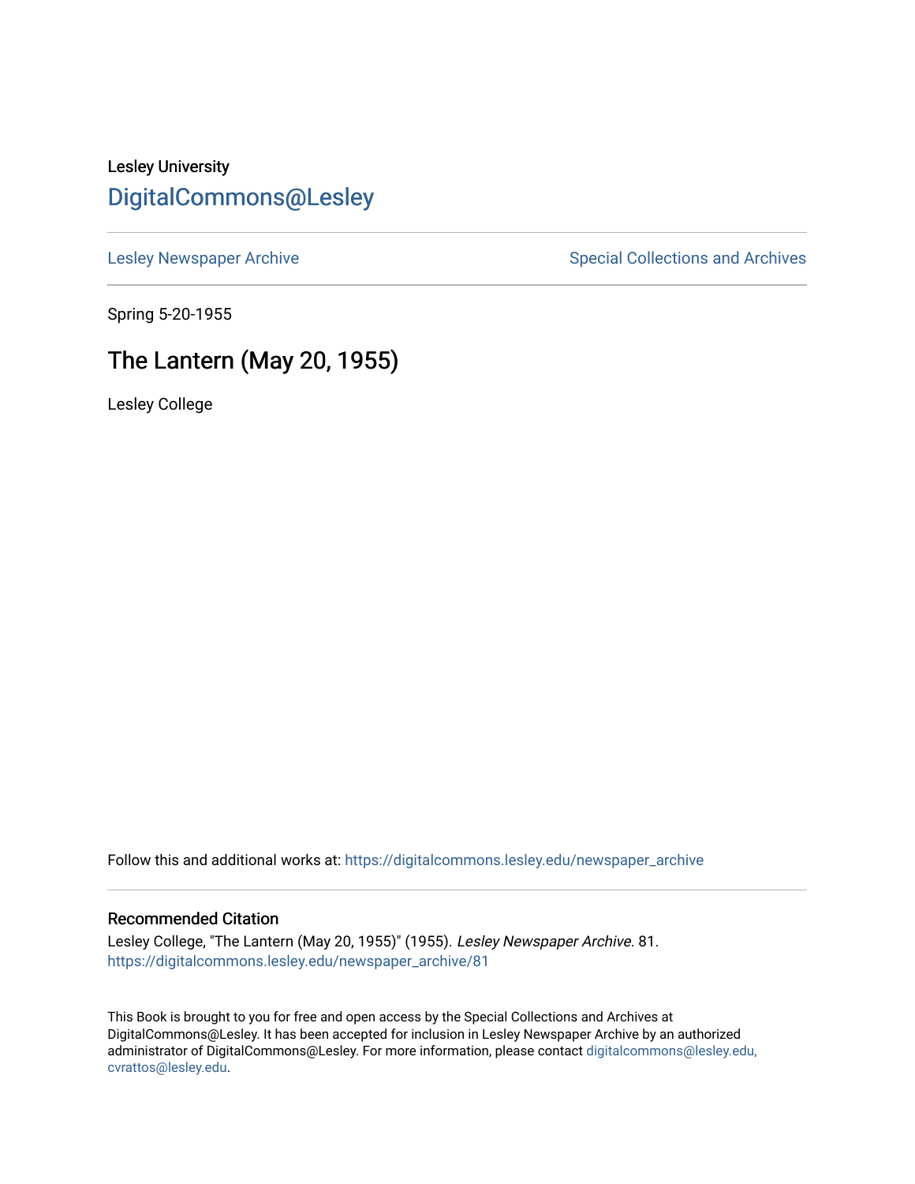Lesley University

# DigitalCommons@Lesley

Lesley Newspaper Archive

Special Collections and Archives

Spring 5-20-1955

## The Lantern (May 20, 1955)

Lesley College

Follow this and additional works at: https://digitalcommons.lesley.edu/newspaper_archive

### Recommended Citation

Lesley College, "The Lantern (May 20, 1955)" (1955). *Lesley Newspaper Archive*. 81.
https://digitalcommons.lesley.edu/newspaper_archive/81

This Book is brought to you for free and open access by the Special Collections and Archives at DigitalCommons@Lesley. It has been accepted for inclusion in Lesley Newspaper Archive by an authorized administrator of DigitalCommons@Lesley. For more information, please contact digitalcommons@lesley.edu, cvrattos@lesley.edu.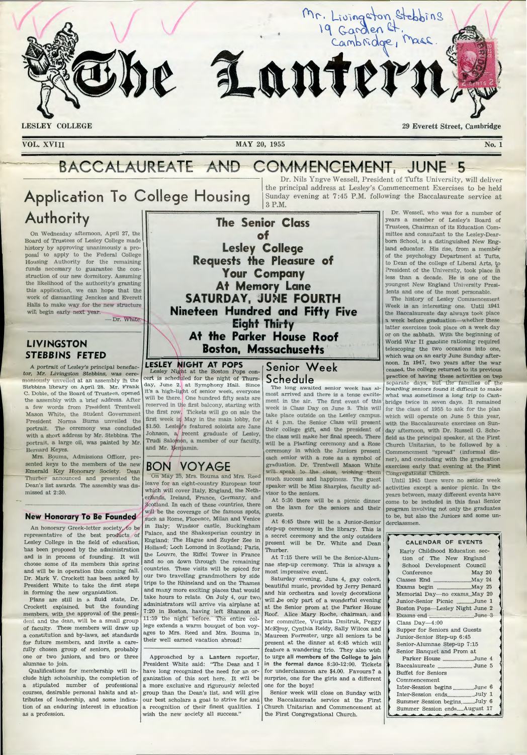Mr. Livingston Stebbins
19 Garden St.
Cambridge, Mass.

# The Lantern

LESLEY COLLEGE — 29 Everett Street, Cambridge

VOL. XVIII — MAY 20, 1955 — No. 1

# BACCALAUREATE AND COMMENCEMENT, JUNE 5

Dr. Nils Yngve Wessell, President of Tufts University, will deliver the principal address at Lesley's Commencement Exercises to be held Sunday evening at 7:45 P.M. following the Baccalaureate service at 3 P.M.

Dr. Wessell, who was for a number of years a member of Lesley's Board of Trustees, Chairman of its Education Committee and consultant to the Lesley-Dearborn School, is a distinguished New England educator. His rise, from a member of the psychology Department at Tufts, to Dean of the college of Liberal Arts, to President of the University, took place in less than a decade. He is one of the youngest New England University Presidents and one of the most personable.

The history of Lesley Commencement Week is an interesting one. Until 1941 the Baccalaureate day always took place a week before graduation—whether these latter exercises took place on a week day or on the sabbath. With the beginning of World War II gasoline rationing required telescoping the two occasions into one, which was on an early June Sunday afternoon. In 1947, two years after the war ceased, the college returned to its previous practice of having these activities on two separate days, but the families of the boarding seniors found it difficult to make what was sometimes a long trip to Cambridge twice in seven days. It remained for the class of 1955 to ask for the plan which will operate on June 5 this year, with the Baccalaureate exercises on Sunday afternoon, with Dr. Russell G. Schofield as the principal speaker, at the First Church Unitarian, to be followed by a Commencement "spread" (informal dinner), and concluding with the graduation exercises early that evening at the First Congregational Church.

Until 1945 there were no senior week activities except a senior picnic. In the years between, many different events have come to be included in this final Senior program involving not only the graduates to be, but also the Juniors and some underclassmen.

## Application To College Housing Authority

On Wednesday afternoon, April 27, the Board of Trustees of Lesley College made history by approving unanimously a proposal to apply to the Federal College Housing Authority for the remaining funds necessary to guarantee the construction of our new dormitory. Assuming the likelihood of the authority's granting this application, we can hope that the work of dismantling Jenckes and Everett Halls to make way for the new structure will begin early next year.

—Dr. White.

## LIVINGSTON STEBBINS FETED

*A portrait of Lesley's principal benefactor, Mr. Livingston Stebbins, was ceremoniously unveiled at an assembly in the Stebbins library on April 28.* Mr. Frank C. Doble, of the Board of Trustees, opened the assembly with a brief address. After a few words from President Trentwell Mason White, the Student Government President Norma Burns unveiled the portrait. The ceremony was concluded with a short address by Mr. Stebbins. The portrait, a large oil, was painted by Mr. Bernard Keyes.

Mrs. Bouma, Admissions Officer, presented keys to the members of the new Emerald Key Honorary Society. Dean Thurber announced and presented the Dean's list awards. The assembly was dismissed at 2:30.

## New Honorary To Be Founded

An honorary Greek-letter society, to be representative of the best products of Lesley College in the field of education, has been proposed by the administration and is in process of founding. It will choose some of its members this spring and will be in operation this coming fall. Dr. Mark V. Crockett has been asked by President White to take the first steps in forming the new organization.

Plans are still in a fluid state, Dr. Crockett explained, but the founding members, with the approval of the president and the dean, will be a small group of faculty. These members will draw up a constitution and by-laws, set standards for future members, and invite a carefully chosen group of seniors, probably one or two juniors, and two or three alumnae to join.

Qualifications for membership will include high scholarship, the completion of a stipulated number of professional courses, desirable personal habits and attributes of leadership, and some indication of an enduring interest in education as a profession.

Approached by a **Lantern** reporter, President White said: "The Dean and I have long recognized the need for an organization of this sort here. It will be a more exclusive and rigorously selected group than the Dean's list, and will give our best scholars a goal to strive for and a recognition of their finest qualities. I wish the new society all success."

**The Senior Class of Lesley College Requests the Pleasure of Your Company At Memory Lane SATURDAY, JUNE FOURTH Nineteen Hundred and Fifty Five Eight Thirty At the Parker House Roof Boston, Massachusetts**

## LESLEY NIGHT AT POPS

Lesley Night at the Boston Pops concert is scheduled for the night of Thursday, June 2, at Symphony Hall. Since it's a high-light of senior week, everyone will be there. One hundred fifty seats are reserved in the first balcony, starting with the first row. Tickets will go on sale the first week in May in the main lobby, for $1.50. Lesley's featured soloists are Jane Johnson, a recent graduate of Lesley, Trudi Salomon, a member of our faculty, and Mr. Benjamin.

## BON VOYAGE

On May 25, Mrs. Bouma and Mrs. Reed leave for an eight-country European tour which will cover Italy, England, the Netherlands, Ireland, France, Germany, and Scotland. In each of these countries, there will be the coverage of the famous spots, such as Rome, Florence, Milan and Venice in Italy; Windsor castle, Buckingham Palace, and the Shakesperian country in England; The Hague and Zuyder Zee in Holland; Loch Lomond in Scotland; Paris, the Louvre, the Eiffel Tower in France and so on down through the remaining countries. These visits will be spiced for our two travelling grandmothers by side trips to the Rhineland and on the Thames and many more exciting places that would take hours to relate. On July 4, our two administrators will arrive via airplane at 7:20 in Boston, having left Shannon at 11:59 the night before. The entire college extends a warm bouquet of bon voyages to Mrs. Reed and Mrs. Bouma in their well earned vacation abroad!

## Senior Week Schedule

The long awaited senior week has almost arrived and there is a tense excitement in the air. The first event of this week is Class Day on June 3. This will take place outside on the Lesley campus. At 4 p.m. the Senior Class will present their college gift, and the president of the class will make her final speech. There will be a Planting ceremony and a Rose ceremony in which the Juniors present each senior with a rose as a symbol of graduation. Dr. Trentwell Mason White will speak to the class, wishing them much success and happiness. The guest speaker will be Miss Sharples, faculty advisor to the seniors.

At 5:30 there will be a picnic dinner on the lawn for the seniors and their guests.

At 6:45 there will be a Junior-Senior step-up ceremony in the library. This is a secret ceremony and the only outsiders present will be Dr. White and Dean Thurber.

At 7:15 there will be the Senior-Alumnae step-up ceremony. This is always a most impressive event.

Saturday evening, June 4, gay colors, beautiful music, provided by Jerry Benard and his orchestra and lovely decorations will be only part of a wonderful evening at the Senior prom at the Parker House Roof. Alice Mary Roche, chairman, and her committee, Virginia Dmitruk, Peggy McElroy, Cynthia Reidy, Sally Wilcox and Maureen Forrester, urge all seniors to be present at the dinner at 6:45 which will feature a wandering trio. They also wish to urge **all members of the College to join in the formal dance** 8:30-12:00. Tickets for underclassmen are $4.00. Favours? a surprise, one for the girls and a different one for the boys!

Senior week will close on Sunday with the Baccalaureate service at the First Church Unitarian and Commencement at the First Congregational Church.

## CALENDAR OF EVENTS

| Event | Date |
|---|---|
| Early Childhood Education section of The New England School Development Council Conference | May 20 |
| Classes End | May 24 |
| Exams begin | May 25 |
| Memorial Day—no exams | May 20 |
| Junior-Senior Picnic | June 1 |
| Boston Pops—Lesley Night | June 2 |
| Exams end | June 3 |
| Class Day—4:00 | |
| Supper for Seniors and Guests | |
| Junior-Senior Step-up 6:45 | |
| Senior-Alumnae Step-up 7:15 | |
| Senior Banquet and Prom at Parker House | June 4 |
| Baccalaureate | June 5 |
| Buffet for Seniors | |
| Commencement | |
| Inter-Session begins | June 6 |
| Inter-Session ends | July 1 |
| Summer Session begins | July 6 |
| Summer Session ends | August 17 |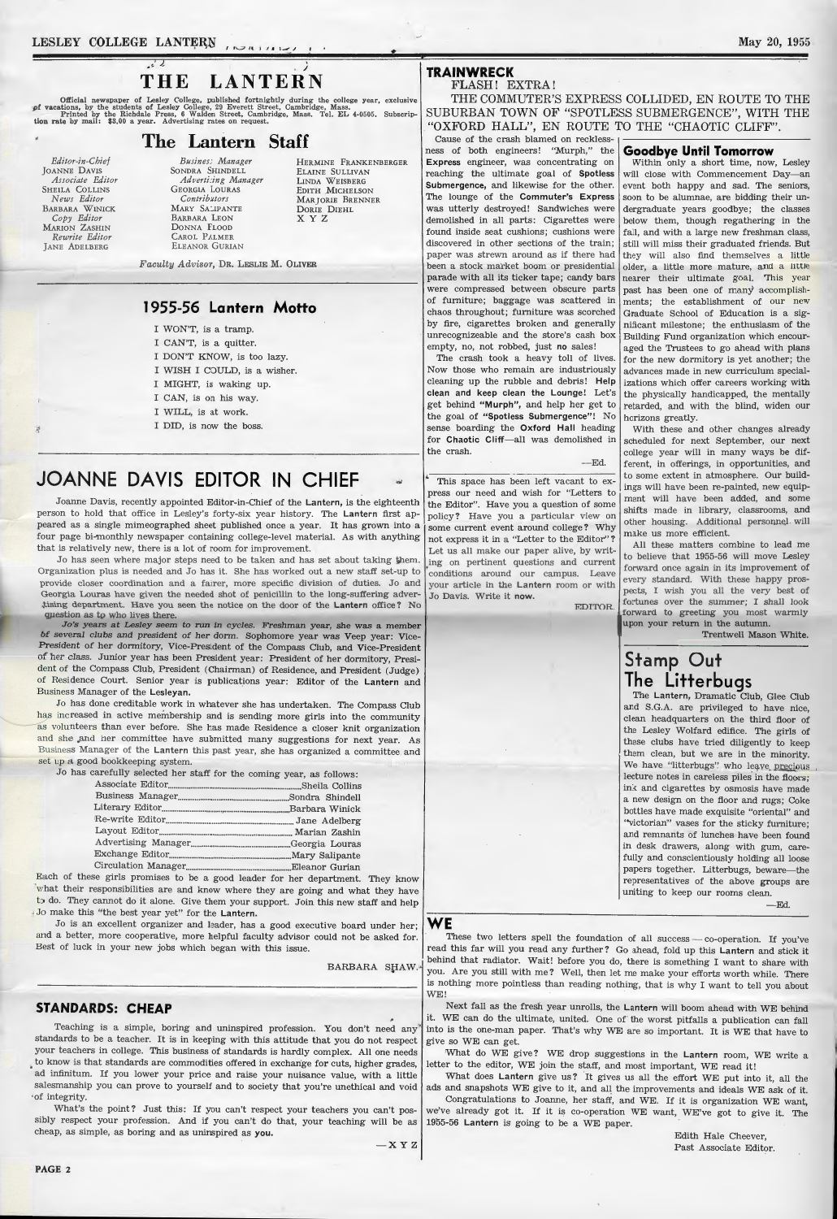# THE LANTERN

Official newspaper of Lesley College, published fortnightly during the college year, exclusive of vacations, by the students of Lesley College, 29 Everett Street, Cambridge, Mass. Printed by the Richdale Press, 6 Walden Street, Cambridge, Mass. Tel. EL 4-0505. Subscription rate by mail: $3.00 a year. Advertising rates on request.

## The Lantern Staff

*Editor-in-Chief* JOANNE DAVIS
*Associate Editor* SHEILA COLLINS
*News Editor* BARBARA WINICK
*Copy Editor* MARION ZASHIN
*Rewrite Editor* JANE ADELBERG

*Business Manager* SONDRA SHINDELL
*Advertising Manager* GEORGIA LOURAS
*Contributors* MARY SALIPANTE, BARBARA LEON, DONNA FLOOD, CAROL PALMER, ELEANOR GURIAN, HERMINE FRANKENBERGER, ELAINE SULLIVAN, LINDA WEISBERG, EDITH MICHELSON, MARJORIE BRENNER, DORIE DIEHL, X Y Z

*Faculty Advisor,* DR. LESLIE M. OLIVER

## 1955-56 Lantern Motto

I WON'T, is a tramp.
I CAN'T, is a quitter.
I DON'T KNOW, is too lazy.
I WISH I COULD, is a wisher.
I MIGHT, is waking up.
I CAN, is on his way.
I WILL, is at work.
I DID, is now the boss.

# JOANNE DAVIS EDITOR IN CHIEF

Joanne Davis, recently appointed Editor-in-Chief of the **Lantern**, is the eighteenth person to hold that office in Lesley's forty-six year history. The **Lantern** first appeared as a single mimeographed sheet published once a year. It has grown into a four page bi-monthly newspaper containing college-level material. As with anything that is relatively new, there is a lot of room for improvement.

Jo has seen where major steps need to be taken and has set about taking them. Organization plus is needed and Jo has it. She has worked out a new staff set-up to provide closer coordination and a fairer, more specific division of duties. Jo and Georgia Louras have given the needed shot of penicillin to the long-suffering advertising department. Have you seen the notice on the door of the **Lantern** office? No question as to who lives there.

*Jo's years at Lesley seem to run in cycles.* Freshman year, she was a member of several clubs and president of her dorm. Sophomore year was Veep year: Vice-President of her dormitory, Vice-President of the Compass Club, and Vice-President of her class. Junior year has been President year: President of her dormitory, President of the Compass Club, President (Chairman) of Residence, and President (Judge) of Residence Court. Senior year is publications year: Editor of the **Lantern** and Business Manager of the **Lesleyan.**

Jo has done creditable work in whatever she has undertaken. The Compass Club has increased in active membership and is sending more girls into the community as volunteers than ever before. She has made Residence a closer knit organization and she and her committee have submitted many suggestions for next year. As Business Manager of the **Lantern** this past year, she has organized a committee and set up a good bookkeeping system.

Jo has carefully selected her staff for the coming year, as follows:

| | |
|---|---|
| Associate Editor | Sheila Collins |
| Business Manager | Sondra Shindell |
| Literary Editor | Barbara Winick |
| Re-write Editor | Jane Adelberg |
| Layout Editor | Marian Zashin |
| Advertising Manager | Georgia Louras |
| Exchange Editor | Mary Salipante |
| Circulation Manager | Eleanor Gurian |

Each of these girls promises to be a good leader for her department. They know what their responsibilities are and know where they are going and what they have to do. They cannot do it alone. Give them your support. Join this new staff and help Jo make this "the best year yet" for the **Lantern.**

Jo is an excellent organizer and leader, has a good executive board under her; and a better, more cooperative, more helpful faculty advisor could not be asked for. Best of luck in your new jobs which began with this issue.

BARBARA SHAW.

## STANDARDS: CHEAP

Teaching is a simple, boring and uninspired profession. You don't need any standards to be a teacher. It is in keeping with this attitude that you do not respect your teachers in college. This business of standards is hardly complex. All one needs to know is that standards are commodities offered in exchange for cuts, higher grades, ad infinitum. If you lower your price and raise your nuisance value, with a little salesmanship you can prove to yourself and to society that you're unethical and void of integrity.

What's the point? Just this: If you can't respect your teachers you can't possibly respect your profession. And if you can't do that, your teaching will be as cheap, as simple, as boring and as uninspired as **you.**

—X Y Z

## TRAINWRECK

FLASH! EXTRA!

THE COMMUTER'S EXPRESS COLLIDED, EN ROUTE TO THE SUBURBAN TOWN OF "SPOTLESS SUBMERGENCE", WITH THE "OXFORD HALL", EN ROUTE TO THE "CHAOTIC CLIFF".

Cause of the crash blamed on recklessness of both engineers! "Murph," the **Express** engineer, was concentrating on reaching the ultimate goal of **Spotless Submergence,** and likewise for the other. The lounge of the **Commuter's Express** was utterly destroyed! Sandwiches were demolished in all parts: Cigarettes were found inside seat cushions; cushions were discovered in other sections of the train; paper was strewn around as if there had been a stock market boom or presidential parade with all its ticker tape; candy bars were compressed between obscure parts of furniture; baggage was scattered in chaos throughout; furniture was scorched by fire, cigarettes broken and generally unrecognizeable and the store's cash box empty, no, not robbed, just **no** sales!

The crash took a heavy toll of lives. Now those who remain are industriously cleaning up the rubble and debris! **Help clean and keep clean the Lounge!** Let's get behind **"Murph",** and help her get to the goal of **"Spotless Submergence"!** No sense boarding the **Oxford Hall** heading for **Chaotic Cliff**—all was demolished in the crash.

—Ed.

This space has been left vacant to express our need and wish for "Letters to the Editor". Have you a question of some policy? Have you a particular view on some current event around college? Why not express it in a "Letter to the Editor"? Let us all make our paper alive, by writing on pertinent questions and current conditions around our campus. Leave your article in the **Lantern** room or with Jo Davis. Write it **now.**

EDITOR.

## Goodbye Until Tomorrow

Within only a short time, now, Lesley will close with Commencement Day—an event both happy and sad. The seniors, soon to be alumnae, are bidding their undergraduate years goodbye; the classes below them, though regathering in the fall, and with a large new freshman class, still will miss their graduated friends. But they will also find themselves a little older, a little more mature, and a little nearer their ultimate goal. This year past has been one of many accomplishments; the establishment of our new Graduate School of Education is a significant milestone; the enthusiasm of the Building Fund organization which encouraged the Trustees to go ahead with plans for the new dormitory is yet another; the advances made in new curriculum specializations which offer careers working with the physically handicapped, the mentally retarded, and with the blind, widen our horizons greatly.

With these and other changes already scheduled for next September, our next college year will in many ways be different, in offerings, in opportunities, and to some extent in atmosphere. Our buildings will have been re-painted, new equipment will have been added, and some shifts made in library, classrooms, and other housing. Additional personnel will make us more efficient.

All these matters combine to lead me to believe that 1955-56 will move Lesley forward once again in its improvement of every standard. With these happy prospects, I wish you all the very best of fortunes over the summer; I shall look forward to greeting you most warmly upon your return in the autumn.

Trentwell Mason White.

## Stamp Out The Litterbugs

The **Lantern,** Dramatic Club, Glee Club and S.G.A. are privileged to have nice, clean headquarters on the third floor of the Lesley Wolfard edifice. The girls of these clubs have tried diligently to keep them clean, but we are in the minority. We have "litterbugs" who leave precious lecture notes in careless piles in the floors; ink and cigarettes by osmosis have made a new design on the floor and rugs; Coke bottles have made exquisite "oriental" and "victorian" vases for the sticky furniture; and remnants of lunches have been found in desk drawers, along with gum, carefully and conscientiously holding all loose papers together. Litterbugs, beware—the representatives of the above groups are uniting to keep our rooms clean.

—Ed.

## WE

These two letters spell the foundation of all success — co-operation. If you've read this far will you read any further? Go ahead, fold up this **Lantern** and stick it behind that radiator. Wait! before you do, there is something I want to share with you. Are you still with me? Well, then let me make your efforts worth while. There is nothing more pointless than reading nothing, that is why I want to tell you about WE!

Next fall as the fresh year unrolls, the **Lantern** will boom ahead with WE behind it. WE can do the ultimate, united. One of the worst pitfalls a publication can fall into is the one-man paper. That's why WE are so important. It is WE that have to give so WE can get.

What do WE give? WE drop suggestions in the **Lantern** room, WE write a letter to the editor, WE join the staff, and most important, WE read it!

What does **Lantern** give us? It gives us all the effort WE put into it, all the ads and snapshots WE give to it, and all the improvements and ideals WE ask of it.

Congratulations to Joanne, her staff, and WE. If it is organization WE want, we've already got it. If it is co-operation WE want, WE've got to give it. The 1955-56 **Lantern** is going to be a WE paper.

Edith Hale Cheever,
Past Associate Editor.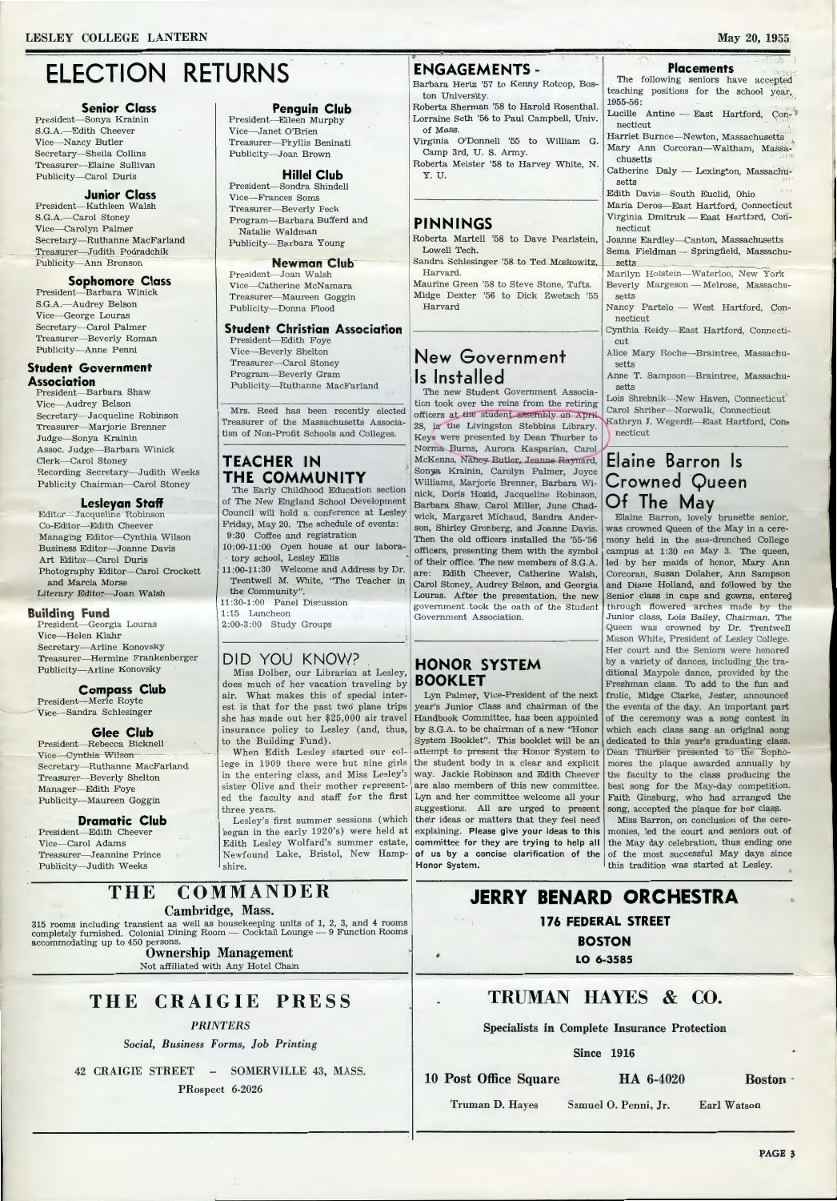# ELECTION RETURNS

### Senior Class

President—Sonya Krainin
S.G.A.—Edith Cheever
Vice—Nancy Butler
Secretary—Sheila Collins
Treasurer—Elaine Sullivan
Publicity—Carol Duris

### Junior Class

President—Kathleen Walsh
S.G.A.—Carol Stoney
Vice—Carolyn Palmer
Secretary—Ruthanne MacFarland
Treasurer—Judith Podradchik
Publicity—Ann Bronson

### Sophomore Class

President—Barbara Winick
S.G.A.—Audrey Belson
Vice—George Louras
Secretary—Carol Palmer
Treasurer—Beverly Roman
Publicity—Anne Penni

### Student Government Association

President—Barbara Shaw
Vice—Audrey Belson
Secretary—Jacqueline Robinson
Treasurer—Marjorie Brenner
Judge—Sonya Krainin
Assoc. Judge—Barbara Winick
Clerk—Carol Stoney
Recording Secretary—Judith Weeks
Publicity Chairman—Carol Stoney

### Lesleyan Staff

Editor—Jacqueline Robinson
Co-Editor—Edith Cheever
Managing Editor—Cynthia Wilson
Business Editor—Joanne Davis
Art Editor—Carol Duris
Photography Editor—Carol Crockett and Marcia Morse
Literary Editor—Joan Walsh

### Building Fund

President—Georgia Louras
Vice—Helen Klahr
Secretary—Arline Konovsky
Treasurer—Hermine Frankenberger
Publicity—Arline Konovsky

### Compass Club

President—Merle Royte
Vice—Sandra Schlesinger

### Glee Club

President—Rebecca Bicknell
Vice—Cynthia Wilson
Secretary—Ruthanne MacFarland
Treasurer—Beverly Shelton
Manager—Edith Foye
Publicity—Maureen Goggin

### Dramatic Club

President—Edith Cheever
Vice—Carol Adams
Treasurer—Jeannine Prince
Publicity—Judith Weeks

### Penguin Club

President—Eileen Murphy
Vice—Janet O'Brien
Treasurer—Phyllis Beninati
Publicity—Joan Brown

### Hillel Club

President—Sondra Shindell
Vice—Frances Soms
Treasurer—Beverly Peck
Program—Barbara Bufferd and Natalie Waldman
Publicity—Barbara Young

### Newman Club

President—Joan Walsh
Vice—Catherine McNamara
Treasurer—Maureen Goggin
Publicity—Donna Flood

### Student Christian Association

President—Edith Foye
Vice—Beverly Shelton
Treasurer—Carol Stoney
Program—Beverly Gram
Publicity—Ruthanne MacFarland

Mrs. Reed has been recently elected Treasurer of the Massachusetts Association of Non-Profit Schools and Colleges.

## TEACHER IN THE COMMUNITY

The Early Childhood Education section of The New England School Development Council will hold a conference at Lesley Friday, May 20. The schedule of events:

9:30 Coffee and registration
10:00-11:00 Open house at our laboratory school, Lesley Ellis
11:00-11:30 Welcome and Address by Dr. Trentwell M. White, "The Teacher in the Community".
11:30-1:00 Panel Discussion
1:15 Luncheon
2:00-3:00 Study Groups

## DID YOU KNOW?

Miss Dolber, our Librarian at Lesley, does much of her vacation traveling by air. What makes this of special interest is that for the past two plane trips she has made out her $25,000 air travel insurance policy to Lesley (and, thus, to the Building Fund).

When Edith Lesley started our college in 1909 there were but nine girls in the entering class, and Miss Lesley's sister Olive and their mother represented the faculty and staff for the first three years.

Lesley's first summer sessions (which began in the early 1920's) were held at Edith Lesley Wolfard's summer estate, Newfound Lake, Bristol, New Hampshire.

## ENGAGEMENTS -

Barbara Hertz '57 to Kenny Rotcop, Boston University.
Roberta Sherman '58 to Harold Rosenthal.
Lorraine Seth '56 to Paul Campbell, Univ. of Mass.
Virginia O'Donnell '55 to William G. Camp 3rd, U. S. Army.
Roberta Meister '58 to Harvey White, N. Y. U.

## PINNINGS

Roberta Martell '58 to Dave Pearlstein, Lowell Tech.
Sandra Schlesinger '58 to Ted Moskowitz, Harvard.
Maurine Green '58 to Steve Stone, Tufts.
Midge Dexter '56 to Dick Zwetsch '55 Harvard

## New Government Is Installed

The new Student Government Association took over the reins from the retiring officers at the student assembly on April 28, in the Livingston Stebbins Library. Keys were presented by Dean Thurber to Norma Burns, Aurora Kasparian, Carol McKenna, Nancy Butler, Jeanne Raynard, Sonya Krainin, Carolyn Palmer, Joyce Williams, Marjorie Brenner, Barbara Winick, Doris Hozid, Jacqueline Robinson, Barbara Shaw, Carol Miller, June Chadwick, Margaret Michaud, Sandra Anderson, Shirley Gronberg, and Joanne Davis. Then the old officers installed the '55-'56 officers, presenting them with the symbol of their office. The new members of S.G.A. are: Edith Cheever, Catherine Walsh, Carol Stoney, Audrey Belson, and Georgia Louras. After the presentation, the new government took the oath of the Student Government Association.

## HONOR SYSTEM BOOKLET

Lyn Palmer, Vice-President of the next year's Junior Class and chairman of the Handbook Committee, has been appointed by S.G.A. to be chairman of a new "Honor System Booklet". This booklet will be an attempt to present the Honor System to the student body in a clear and explicit way. Jackie Robinson and Edith Cheever are also members of this new committee. Lyn and her committee welcome all your suggestions. All are urged to present their ideas or matters that they feel need explaining. **Please give your ideas to this committee for they are trying to help all of us by a concise clarification of the Honor System.**

## Placements

The following seniors have accepted teaching positions for the school year, 1955-56:

Lucille Antine — East Hartford, Connecticut
Harriet Burnce—Newton, Massachusetts
Mary Ann Corcoran—Waltham, Massachusetts
Catherine Daly — Lexington, Massachusetts
Edith Davis—South Euclid, Ohio
Maria Deros—East Hartford, Connecticut
Virginia Dmitruk — East Hartford, Connecticut
Joanne Eardley—Canton, Massachusetts
Sema Fieldman — Springfield, Massachusetts
Marilyn Holstein—Waterloo, New York
Beverly Margeson — Melrose, Massachusetts
Nancy Partelo — West Hartford, Connecticut
Cynthia Reidy—East Hartford, Connecticut
Alice Mary Roche—Braintree, Massachusetts
Anne T. Sampson—Braintree, Massachusetts
Lois Shrebnik—New Haven, Connecticut
Carol Shriber—Norwalk, Connecticut
Kathryn J. Wegerdt—East Hartford, Connecticut

## Elaine Barron Is Crowned Queen Of The May

Elaine Barron, lovely brunette senior, was crowned Queen of the May in a ceremony held in the sun-drenched College campus at 1:30 on May 3. The queen, led by her maids of honor, Mary Ann Corcoran, Susan Dolaher, Ann Sampson and Diane Holland, and followed by the Senior class in caps and gowns, entered through flowered arches made by the Junior class, Lois Bailey, Chairman. The Queen was crowned by Dr. Trentwell Mason White, President of Lesley College. Her court and the Seniors were honored by a variety of dances, including the traditional Maypole dance, provided by the Freshman class. To add to the fun and frolic, Midge Clarke, Jester, announced the events of the day. An important part of the ceremony was a song contest in which each class sang an original song dedicated to this year's graduating class. Dean Thurber presented to the Sophomores the plaque awarded annually by the faculty to the class producing the best song for the May-day competition. Faith Ginsburg, who had arranged the song, accepted the plaque for her class.

Miss Barron, on conclusion of the ceremonies, led the court and seniors out of the May day celebration, thus ending one of the most successful May days since this tradition was started at Lesley.

---

## THE COMMANDER

**Cambridge, Mass.**

315 rooms including transient as well as housekeeping units of 1, 2, 3, and 4 rooms completely furnished. Colonial Dining Room — Cocktail Lounge — 9 Function Rooms accommodating up to 450 persons.

**Ownership Management**
Not affiliated with Any Hotel Chain

---

## THE CRAIGIE PRESS

*PRINTERS*

*Social, Business Forms, Job Printing*

42 CRAIGIE STREET -- SOMERVILLE 43, MASS.
PRospect 6-2026

---

## JERRY BENARD ORCHESTRA

**176 FEDERAL STREET**
**BOSTON**
**LO 6-3585**

---

## TRUMAN HAYES & CO.

**Specialists in Complete Insurance Protection**

**Since 1916**

**10 Post Office Square — HA 6-4020 — Boston**

Truman D. Hayes — Samuel O. Penni, Jr. — Earl Watson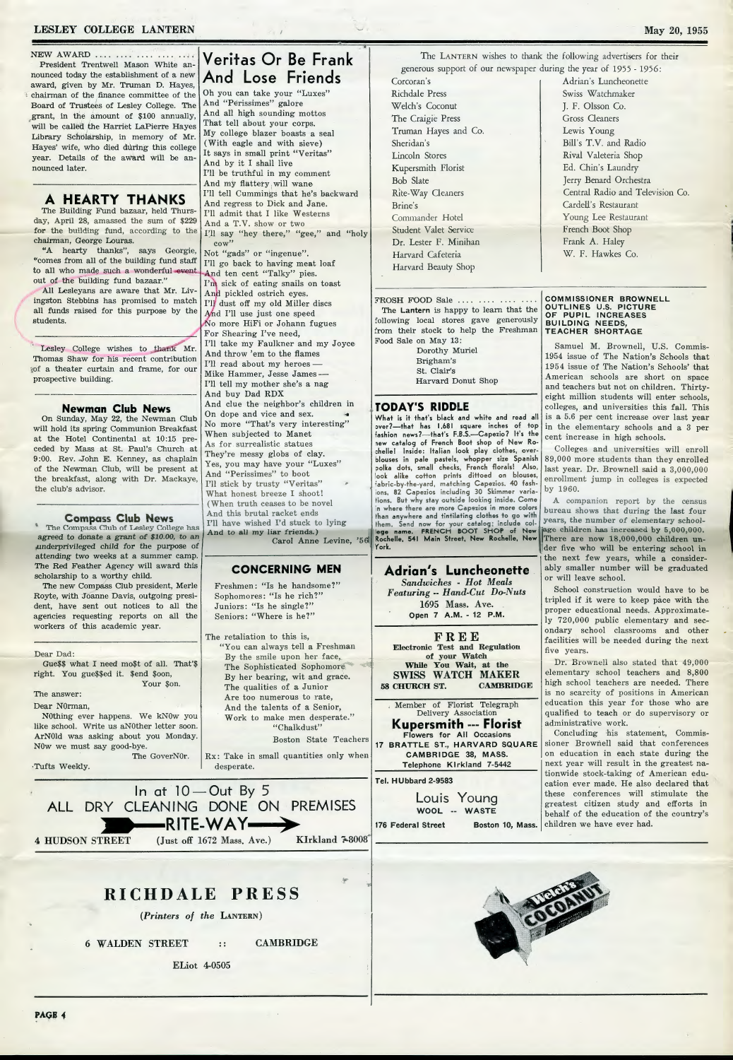NEW AWARD .... .... .... .... ....
President Trentwell Mason White announced today the establishment of a new award, given by Mr. Truman D. Hayes, chairman of the finance committee of the Board of Trustees of Lesley College. The grant, in the amount of $100 annually, will be called the Harriet LaPierre Hayes Library Scholarship, in memory of Mr. Hayes' wife, who died during this college year. Details of the award will be announced later.

## A HEARTY THANKS

The Building Fund bazaar, held Thursday, April 28, amassed the sum of $229 for the building fund, according to the chairman, George Louras.

"A hearty thanks", says Georgie, "comes from all of the building fund staff to all who made such a wonderful event out of the building fund bazaar."

All Lesleyans are aware that Mr. Livingston Stebbins has promised to match all funds raised for this purpose by the students.

Lesley College wishes to thank Mr. Thomas Shaw for his recent contribution of a theater curtain and frame, for our prospective building.

### Newman Club News

On Sunday, May 22, the Newman Club will hold its spring Communion Breakfast at the Hotel Continental at 10:15 preceded by Mass at St. Paul's Church at 9:00. Rev. John E. Kenney, as chaplain of the Newman Club, will be present at the breakfast, along with Dr. Mackaye, the club's advisor.

### Compass Club News

The Compass Club of Lesley College has agreed to donate a grant of $10.00, to an underprivileged child for the purpose of attending two weeks at a summer camp. The Red Feather Agency will award this scholarship to a worthy child.

The new Compass Club president, Merle Royte, with Joanne Davis, outgoing president, have sent out notices to all the agencies requesting reports on all the workers of this academic year.

Dear Dad:
Gue$$ what I need mo$t of all. That'$ right. You gue$$ed it. $end $oon,
Your $on.

The answer:

Dear N0rman,
N0thing ever happens. We kN0w you like school. Write us aN0ther letter soon. ArN0ld was asking about you Monday. N0w we must say good-bye.
The GoverN0r.

Tufts Weekly.

## Veritas Or Be Frank And Lose Friends

Oh you can take your "Luxes"
And "Perissimes" galore
And all high sounding mottos
That tell about your corps.
My college blazer boasts a seal
(With eagle and with sieve)
It says in small print "Veritas"
And by it I shall live
I'll be truthful in my comment
And my flattery will wane
I'll tell Cummings that he's backward
And regress to Dick and Jane.
I'll admit that I like Westerns
And a T.V. show or two
I'll say "hey there," "gee," and "holy cow"
Not "gads" or "ingenue".
I'll go back to having meat loaf
And ten cent "Talky" pies.
I'm sick of eating snails on toast
And pickled ostrich eyes.
I'll dust off my old Miller discs
And I'll use just one speed
No more HiFi or Johann fugues
For Shearing I've need,
I'll take my Faulkner and my Joyce
And throw 'em to the flames
I'll read about my heroes —
Mike Hammer, Jesse James —
I'll tell my mother she's a nag
And buy Dad RDX
And clue the neighbor's children in
On dope and vice and sex.
No more "That's very interesting"
When subjected to Manet
As for surrealistic statues
They're messy globs of clay.
Yes, you may have your "Luxes"
And "Perissimes" to boot
I'll stick by trusty "Veritas"
What honest breeze I shoot!
(When truth ceases to be novel
And this brutal racket ends
I'll have wished I'd stuck to lying
And to all my liar friends.)

Carol Anne Levine, '56

### CONCERNING MEN

Freshmen: "Is he handsome?"
Sophomores: "Is he rich?"
Juniors: "Is he single?"
Seniors: "Where is he?"

The retaliation to this is,
"You can always tell a Freshman
By the smile upon her face,
The Sophisticated Sophomore
By her bearing, wit and grace.
The qualities of a Junior
Are too numerous to rate,
And the talents of a Senior,
Work to make men desperate."
"Chalkdust"
Boston State Teachers

Rx: Take in small quantities only when desperate.

The LANTERN wishes to thank the following advertisers for their generous support of our newspaper during the year of 1955 - 1956:

Corcoran's
Richdale Press
Welch's Coconut
The Craigie Press
Truman Hayes and Co.
Sheridan's
Lincoln Stores
Kupersmith Florist
Bob Slate
Rite-Way Cleaners
Brine's
Commander Hotel
Student Valet Service
Dr. Lester F. Minihan
Harvard Cafeteria
Harvard Beauty Shop
Adrian's Luncheonette
Swiss Watchmaker
J. F. Olsson Co.
Gross Cleaners
Lewis Young
Bill's T.V. and Radio
Rival Valeteria Shop
Ed. Chin's Laundry
Jerry Benard Orchestra
Central Radio and Television Co.
Cardell's Restaurant
Young Lee Restaurant
French Boot Shop
Frank A. Haley
W. F. Hawkes Co.

FROSH FOOD Sale .... .... .... ....
The **Lantern** is happy to learn that the following local stores gave generously from their stock to help the Freshman Food Sale on May 13:

Dorothy Muriel
Brigham's
St. Clair's
Harvard Donut Shop

### TODAY'S RIDDLE

What is it that's black and white and read all over?—that has 1,681 square inches of top fashion news?—that's F.B.S.—Capezio? It's the new catalog of French Boot shop of New Rochelle! Inside: Italian look play clothes, overblouses in pale pastels, whopper size Spanish polka dots, small checks, French florals! Also, look alike cotton prints dittoed on blouses, fabric-by-the-yard, matching Capezios. 40 fashions, 82 Capezios including 30 Skimmer variations. But why stay outside looking inside. Come in where there are more Capezios in more colors than anywhere and tintilating clothes to go with them. Send now for your catalog; include college name. FRENCH BOOT SHOP of New Rochelle, 541 Main Street, New Rochelle, New York.

**Adrian's Luncheonette**
*Sandwiches - Hot Meals*
*Featuring -- Hand-Cut Do-Nuts*
1695 Mass. Ave.
Open 7 A.M. - 12 P.M.

**FREE**
**Electronic Test and Regulation of your Watch**
**While You Wait, at the**
**SWISS WATCH MAKER**
**58 CHURCH ST. CAMBRIDGE**

Member of Florist Telegraph Delivery Association
**Kupersmith --- Florist**
**Flowers for All Occasions**
**17 BRATTLE ST., HARVARD SQUARE**
**CAMBRIDGE 38, MASS.**
**Telephone KIrkland 7-5442**

Tel. HUbbard 2-9583
Louis Young
WOOL -- WASTE
176 Federal Street Boston 10, Mass.

### COMMISSIONER BROWNELL OUTLINES U.S. PICTURE OF PUPIL INCREASES BUILDING NEEDS, TEACHER SHORTAGE

Samuel M. Brownell, U.S. Commis-1954 issue of The Nation's Schools that 1954 issue of The Nation's Schools' that American schools are short on space and teachers but not on children. Thirty-eight million students will enter schools, colleges, and universities this fall. This is a 5.6 per cent increase over last year in the elementary schools and a 3 per cent increase in high schools.

Colleges and universities will enroll 89,000 more students than they enrolled last year. Dr. Brownell said a 3,000,000 enrollment jump in colleges is expected by 1960.

A companion report by the census bureau shows that during the last four years, the number of elementary school-age children has increased by 5,000,000. There are now 18,000,000 children under five who will be entering school in the next few years, while a considerably smaller number will be graduated or will leave school.

School construction would have to be tripled if it were to keep pace with the proper educational needs. Approximately 720,000 public elementary and secondary school classrooms and other facilities will be needed during the next five years.

Dr. Brownell also stated that 49,000 elementary school teachers and 8,800 high school teachers are needed. There is no scarcity of positions in American education this year for those who are qualified to teach or do supervisory or administrative work.

Concluding his statement, Commissioner Brownell said that conferences on education in each state during the next year will result in the greatest nationwide stock-taking of American education ever made. He also declared that these conferences will stimulate the greatest citizen study and efforts in behalf of the education of the country's children we have ever had.

In at 10 — Out By 5
ALL DRY CLEANING DONE ON PREMISES
RITE-WAY
4 HUDSON STREET (Just off 1672 Mass. Ave.) KIrkland 7-8008

**RICHDALE PRESS**
*(Printers of the LANTERN)*
6 WALDEN STREET :: CAMBRIDGE
ELiot 4-0505